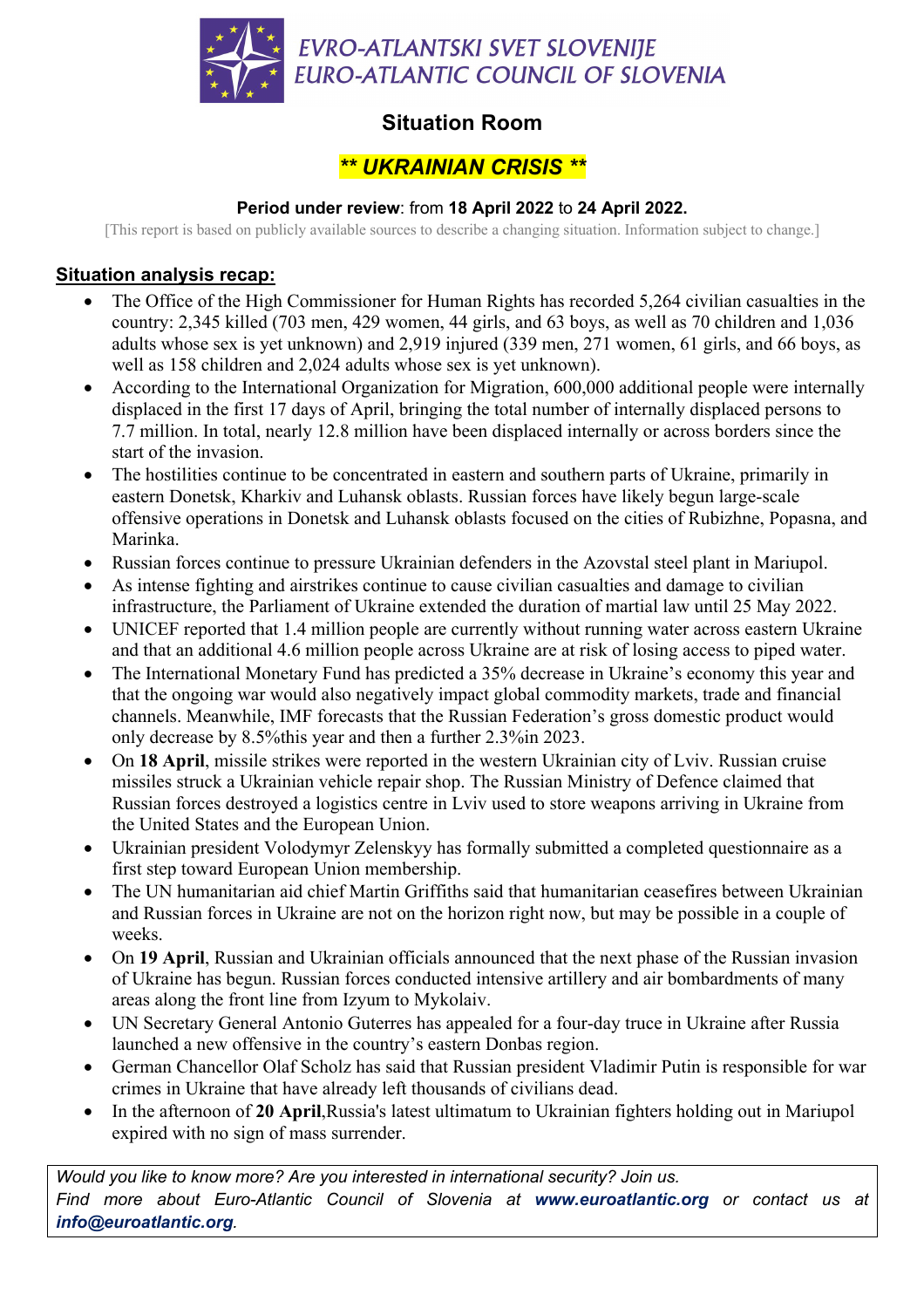EVRO-ATLANTSKI SVET SLOVENIJE
EURO-ATLANTIC COUNCIL OF SLOVENIA

# Situation Room

## *\*\* UKRAINIAN CRISIS \*\**

**Period under review**: from **18 April 2022** to **24 April 2022.**

[This report is based on publicly available sources to describe a changing situation. Information subject to change.]

### Situation analysis recap:

- The Office of the High Commissioner for Human Rights has recorded 5,264 civilian casualties in the country: 2,345 killed (703 men, 429 women, 44 girls, and 63 boys, as well as 70 children and 1,036 adults whose sex is yet unknown) and 2,919 injured (339 men, 271 women, 61 girls, and 66 boys, as well as 158 children and 2,024 adults whose sex is yet unknown).
- According to the International Organization for Migration, 600,000 additional people were internally displaced in the first 17 days of April, bringing the total number of internally displaced persons to 7.7 million. In total, nearly 12.8 million have been displaced internally or across borders since the start of the invasion.
- The hostilities continue to be concentrated in eastern and southern parts of Ukraine, primarily in eastern Donetsk, Kharkiv and Luhansk oblasts. Russian forces have likely begun large-scale offensive operations in Donetsk and Luhansk oblasts focused on the cities of Rubizhne, Popasna, and Marinka.
- Russian forces continue to pressure Ukrainian defenders in the Azovstal steel plant in Mariupol.
- As intense fighting and airstrikes continue to cause civilian casualties and damage to civilian infrastructure, the Parliament of Ukraine extended the duration of martial law until 25 May 2022.
- UNICEF reported that 1.4 million people are currently without running water across eastern Ukraine and that an additional 4.6 million people across Ukraine are at risk of losing access to piped water.
- The International Monetary Fund has predicted a 35% decrease in Ukraine's economy this year and that the ongoing war would also negatively impact global commodity markets, trade and financial channels. Meanwhile, IMF forecasts that the Russian Federation's gross domestic product would only decrease by 8.5%this year and then a further 2.3%in 2023.
- On **18 April**, missile strikes were reported in the western Ukrainian city of Lviv. Russian cruise missiles struck a Ukrainian vehicle repair shop. The Russian Ministry of Defence claimed that Russian forces destroyed a logistics centre in Lviv used to store weapons arriving in Ukraine from the United States and the European Union.
- Ukrainian president Volodymyr Zelenskyy has formally submitted a completed questionnaire as a first step toward European Union membership.
- The UN humanitarian aid chief Martin Griffiths said that humanitarian ceasefires between Ukrainian and Russian forces in Ukraine are not on the horizon right now, but may be possible in a couple of weeks.
- On **19 April**, Russian and Ukrainian officials announced that the next phase of the Russian invasion of Ukraine has begun. Russian forces conducted intensive artillery and air bombardments of many areas along the front line from Izyum to Mykolaiv.
- UN Secretary General Antonio Guterres has appealed for a four-day truce in Ukraine after Russia launched a new offensive in the country's eastern Donbas region.
- German Chancellor Olaf Scholz has said that Russian president Vladimir Putin is responsible for war crimes in Ukraine that have already left thousands of civilians dead.
- In the afternoon of **20 April**,Russia's latest ultimatum to Ukrainian fighters holding out in Mariupol expired with no sign of mass surrender.

*Would you like to know more? Are you interested in international security? Join us.*
*Find more about Euro-Atlantic Council of Slovenia at* ***www.euroatlantic.org*** *or contact us at* ***info@euroatlantic.org****.*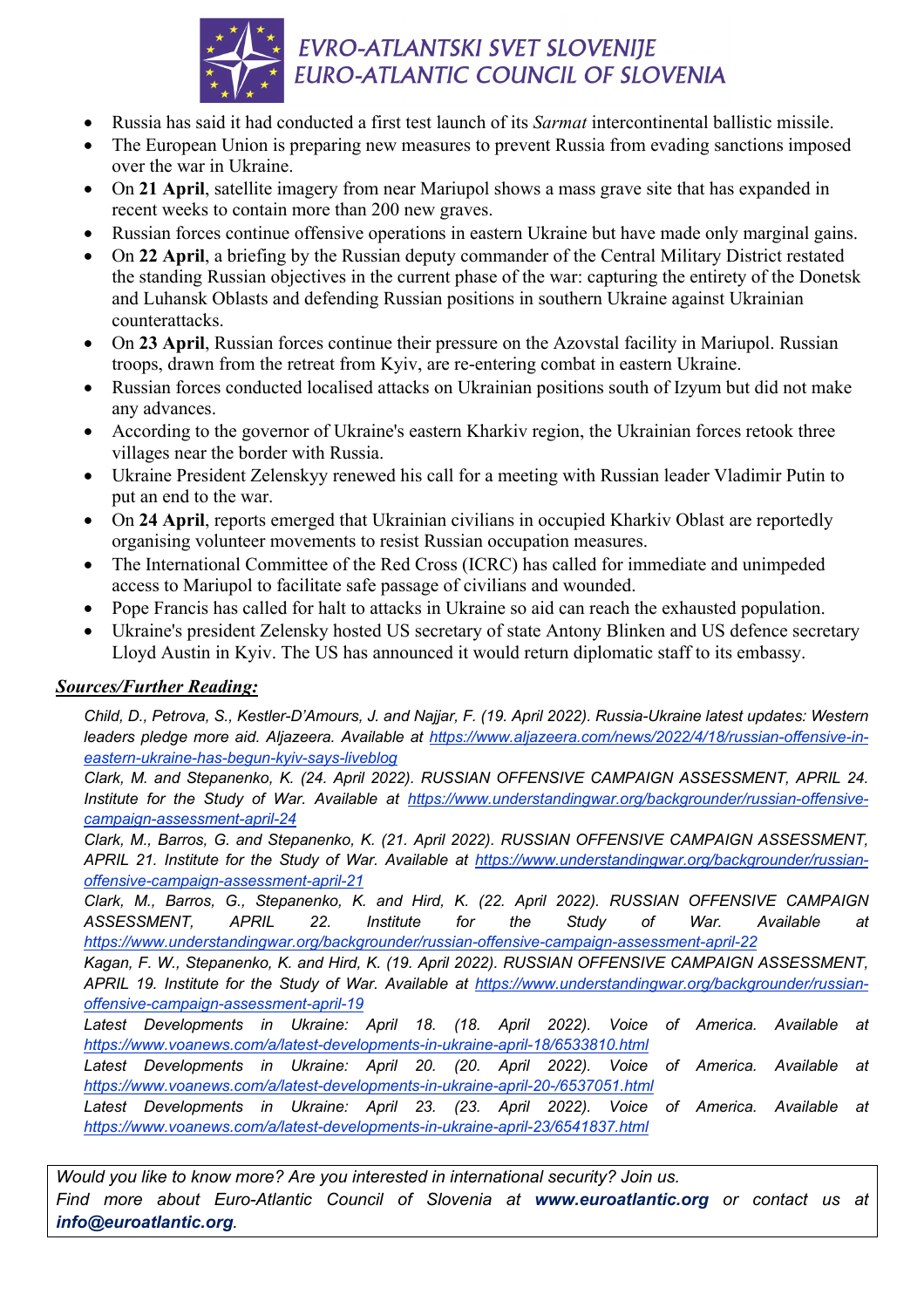- Russia has said it had conducted a first test launch of its *Sarmat* intercontinental ballistic missile.
- The European Union is preparing new measures to prevent Russia from evading sanctions imposed over the war in Ukraine.
- On **21 April**, satellite imagery from near Mariupol shows a mass grave site that has expanded in recent weeks to contain more than 200 new graves.
- Russian forces continue offensive operations in eastern Ukraine but have made only marginal gains.
- On **22 April**, a briefing by the Russian deputy commander of the Central Military District restated the standing Russian objectives in the current phase of the war: capturing the entirety of the Donetsk and Luhansk Oblasts and defending Russian positions in southern Ukraine against Ukrainian counterattacks.
- On **23 April**, Russian forces continue their pressure on the Azovstal facility in Mariupol. Russian troops, drawn from the retreat from Kyiv, are re-entering combat in eastern Ukraine.
- Russian forces conducted localised attacks on Ukrainian positions south of Izyum but did not make any advances.
- According to the governor of Ukraine's eastern Kharkiv region, the Ukrainian forces retook three villages near the border with Russia.
- Ukraine President Zelenskyy renewed his call for a meeting with Russian leader Vladimir Putin to put an end to the war.
- On **24 April**, reports emerged that Ukrainian civilians in occupied Kharkiv Oblast are reportedly organising volunteer movements to resist Russian occupation measures.
- The International Committee of the Red Cross (ICRC) has called for immediate and unimpeded access to Mariupol to facilitate safe passage of civilians and wounded.
- Pope Francis has called for halt to attacks in Ukraine so aid can reach the exhausted population.
- Ukraine's president Zelensky hosted US secretary of state Antony Blinken and US defence secretary Lloyd Austin in Kyiv. The US has announced it would return diplomatic staff to its embassy.

## ***Sources/Further Reading:***

*Child, D., Petrova, S., Kestler-D'Amours, J. and Najjar, F. (19. April 2022). Russia-Ukraine latest updates: Western leaders pledge more aid. Aljazeera. Available at* https://www.aljazeera.com/news/2022/4/18/russian-offensive-in-eastern-ukraine-has-begun-kyiv-says-liveblog

*Clark, M. and Stepanenko, K. (24. April 2022). RUSSIAN OFFENSIVE CAMPAIGN ASSESSMENT, APRIL 24. Institute for the Study of War. Available at* https://www.understandingwar.org/backgrounder/russian-offensive-campaign-assessment-april-24

*Clark, M., Barros, G. and Stepanenko, K. (21. April 2022). RUSSIAN OFFENSIVE CAMPAIGN ASSESSMENT, APRIL 21. Institute for the Study of War. Available at* https://www.understandingwar.org/backgrounder/russian-offensive-campaign-assessment-april-21

*Clark, M., Barros, G., Stepanenko, K. and Hird, K. (22. April 2022). RUSSIAN OFFENSIVE CAMPAIGN ASSESSMENT, APRIL 22. Institute for the Study of War. Available at* https://www.understandingwar.org/backgrounder/russian-offensive-campaign-assessment-april-22

*Kagan, F. W., Stepanenko, K. and Hird, K. (19. April 2022). RUSSIAN OFFENSIVE CAMPAIGN ASSESSMENT, APRIL 19. Institute for the Study of War. Available at* https://www.understandingwar.org/backgrounder/russian-offensive-campaign-assessment-april-19

*Latest Developments in Ukraine: April 18. (18. April 2022). Voice of America. Available at* https://www.voanews.com/a/latest-developments-in-ukraine-april-18/6533810.html

*Latest Developments in Ukraine: April 20. (20. April 2022). Voice of America. Available at* https://www.voanews.com/a/latest-developments-in-ukraine-april-20-/6537051.html

*Latest Developments in Ukraine: April 23. (23. April 2022). Voice of America. Available at* https://www.voanews.com/a/latest-developments-in-ukraine-april-23/6541837.html

*Would you like to know more? Are you interested in international security? Join us.*
*Find more about Euro-Atlantic Council of Slovenia at* ***www.euroatlantic.org*** *or contact us at* ***info@euroatlantic.org****.*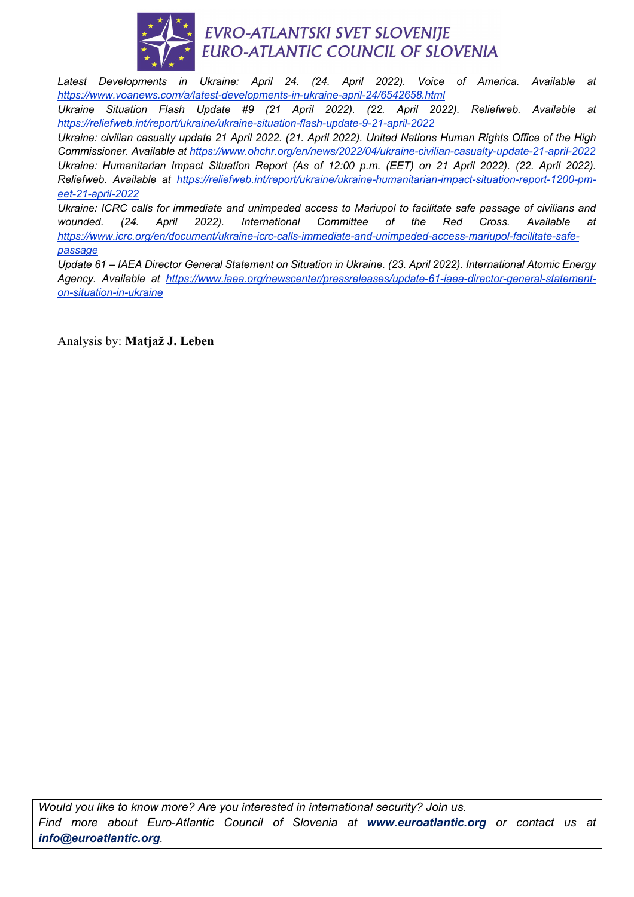*Latest Developments in Ukraine: April 24. (24. April 2022). Voice of America. Available at [https://www.voanews.com/a/latest-developments-in-ukraine-april-24/6542658.html](https://www.voanews.com/a/latest-developments-in-ukraine-april-24/6542658.html)*

*Ukraine Situation Flash Update #9 (21 April 2022). (22. April 2022). Reliefweb. Available at [https://reliefweb.int/report/ukraine/ukraine-situation-flash-update-9-21-april-2022](https://reliefweb.int/report/ukraine/ukraine-situation-flash-update-9-21-april-2022)*

*Ukraine: civilian casualty update 21 April 2022. (21. April 2022). United Nations Human Rights Office of the High Commissioner. Available at [https://www.ohchr.org/en/news/2022/04/ukraine-civilian-casualty-update-21-april-2022](https://www.ohchr.org/en/news/2022/04/ukraine-civilian-casualty-update-21-april-2022)*

*Ukraine: Humanitarian Impact Situation Report (As of 12:00 p.m. (EET) on 21 April 2022). (22. April 2022). Reliefweb. Available at [https://reliefweb.int/report/ukraine/ukraine-humanitarian-impact-situation-report-1200-pm-eet-21-april-2022](https://reliefweb.int/report/ukraine/ukraine-humanitarian-impact-situation-report-1200-pm-eet-21-april-2022)*

*Ukraine: ICRC calls for immediate and unimpeded access to Mariupol to facilitate safe passage of civilians and wounded. (24. April 2022). International Committee of the Red Cross. Available at [https://www.icrc.org/en/document/ukraine-icrc-calls-immediate-and-unimpeded-access-mariupol-facilitate-safe-passage](https://www.icrc.org/en/document/ukraine-icrc-calls-immediate-and-unimpeded-access-mariupol-facilitate-safe-passage)*

*Update 61 – IAEA Director General Statement on Situation in Ukraine. (23. April 2022). International Atomic Energy Agency. Available at [https://www.iaea.org/newscenter/pressreleases/update-61-iaea-director-general-statement-on-situation-in-ukraine](https://www.iaea.org/newscenter/pressreleases/update-61-iaea-director-general-statement-on-situation-in-ukraine)*

Analysis by: **Matjaž J. Leben**

*Would you like to know more? Are you interested in international security? Join us.*
*Find more about Euro-Atlantic Council of Slovenia at **www.euroatlantic.org** or contact us at **info@euroatlantic.org**.*